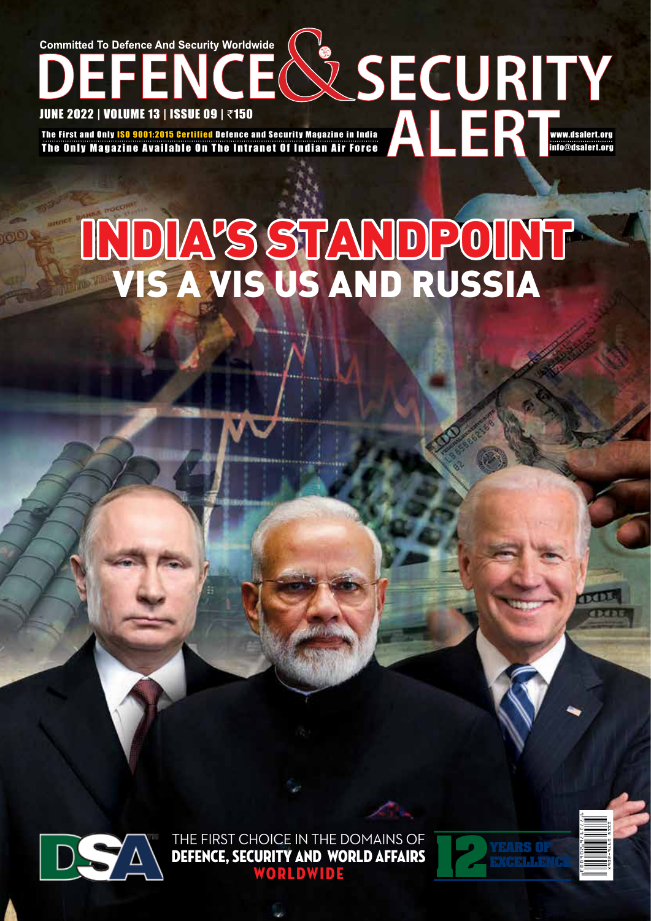Committed To Defence And Security Worldwide

# DEFENCE & SECURITY ALERT

JUNE 2022 | VOLUME 13 | ISSUE 09 | ₹150

The First and Only ISO 9001:2015 Certified Defence and Security Magazine in India

The Only Magazine Available On The Intranet Of Indian Air Force

www.dsalert.org

info@dsalert.org

# INDIA'S STANDPOINT VIS A VIS US AND RUSSIA

DSA

THE FIRST CHOICE IN THE DOMAINS OF **DEFENCE, SECURITY AND WORLD AFFAIRS** WORLDWIDE

12 YEARS OF EXCELLENCE

ISSN 0976-481X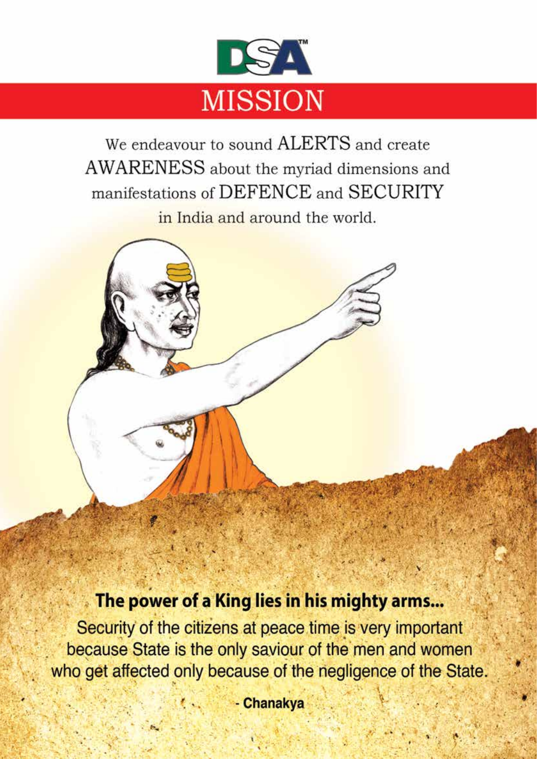DSA™

# MISSION

We endeavour to sound ALERTS and create AWARENESS about the myriad dimensions and manifestations of DEFENCE and SECURITY in India and around the world.

**The power of a King lies in his mighty arms...**

Security of the citizens at peace time is very important because State is the only saviour of the men and women who get affected only because of the negligence of the State.

\- **Chanakya**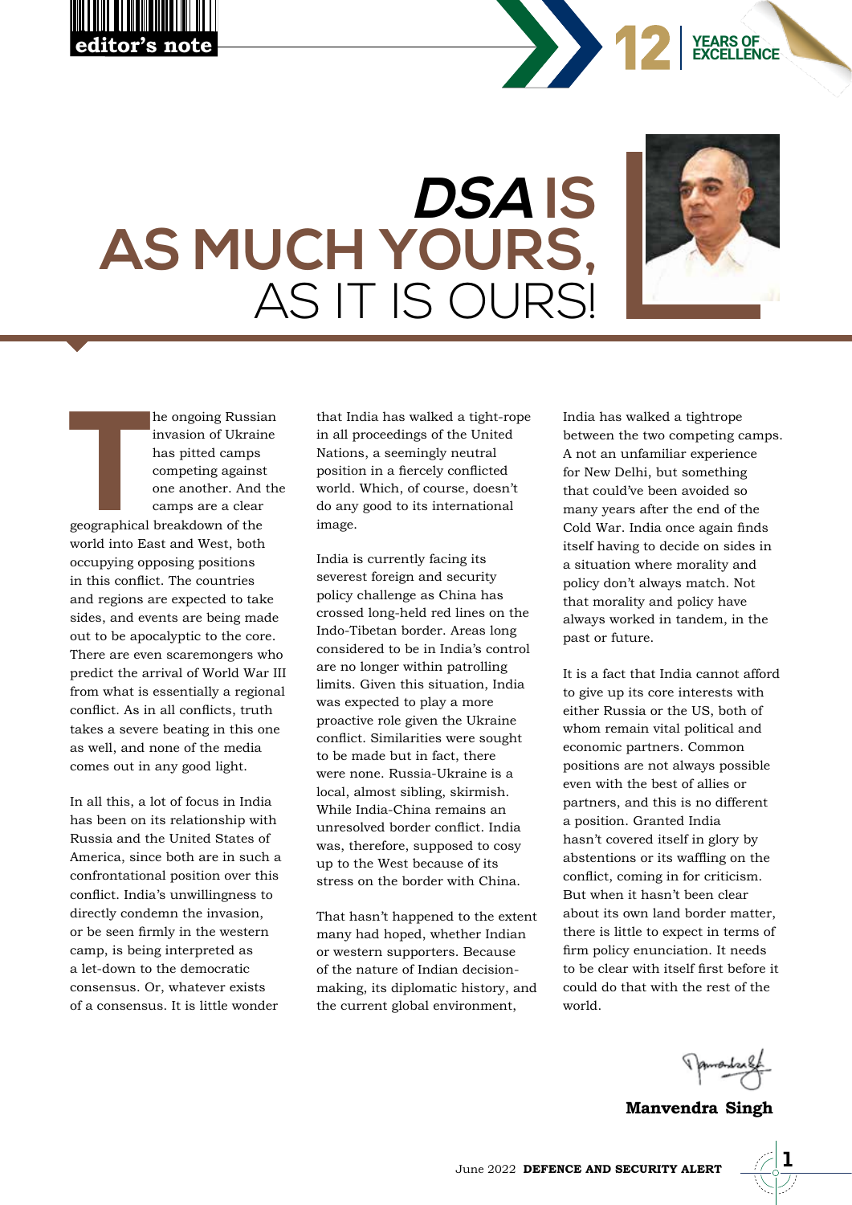editor's note

# *DSA* IS AS MUCH YOURS, AS IT IS OURS!

The ongoing Russian invasion of Ukraine has pitted camps competing against one another. And the camps are a clear geographical breakdown of the world into East and West, both occupying opposing positions in this conflict. The countries and regions are expected to take sides, and events are being made out to be apocalyptic to the core. There are even scaremongers who predict the arrival of World War III from what is essentially a regional conflict. As in all conflicts, truth takes a severe beating in this one as well, and none of the media comes out in any good light.

In all this, a lot of focus in India has been on its relationship with Russia and the United States of America, since both are in such a confrontational position over this conflict. India's unwillingness to directly condemn the invasion, or be seen firmly in the western camp, is being interpreted as a let-down to the democratic consensus. Or, whatever exists of a consensus. It is little wonder that India has walked a tight-rope in all proceedings of the United Nations, a seemingly neutral position in a fiercely conflicted world. Which, of course, doesn't do any good to its international image.

India is currently facing its severest foreign and security policy challenge as China has crossed long-held red lines on the Indo-Tibetan border. Areas long considered to be in India's control are no longer within patrolling limits. Given this situation, India was expected to play a more proactive role given the Ukraine conflict. Similarities were sought to be made but in fact, there were none. Russia-Ukraine is a local, almost sibling, skirmish. While India-China remains an unresolved border conflict. India was, therefore, supposed to cosy up to the West because of its stress on the border with China.

That hasn't happened to the extent many had hoped, whether Indian or western supporters. Because of the nature of Indian decision-making, its diplomatic history, and the current global environment, India has walked a tightrope between the two competing camps. A not an unfamiliar experience for New Delhi, but something that could've been avoided so many years after the end of the Cold War. India once again finds itself having to decide on sides in a situation where morality and policy don't always match. Not that morality and policy have always worked in tandem, in the past or future.

It is a fact that India cannot afford to give up its core interests with either Russia or the US, both of whom remain vital political and economic partners. Common positions are not always possible even with the best of allies or partners, and this is no different a position. Granted India hasn't covered itself in glory by abstentions or its waffling on the conflict, coming in for criticism. But when it hasn't been clear about its own land border matter, there is little to expect in terms of firm policy enunciation. It needs to be clear with itself first before it could do that with the rest of the world.

**Manvendra Singh**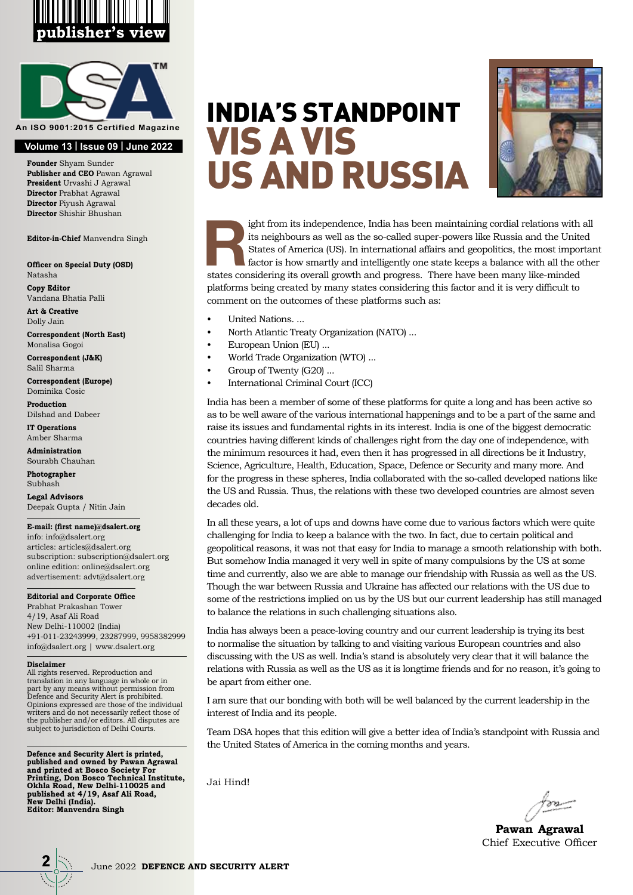publisher's view

**DSA™**

An ISO 9001:2015 Certified Magazine

**Volume 13 | Issue 09 | June 2022**

**Founder** Shyam Sunder
**Publisher and CEO** Pawan Agrawal
**President** Urvashi J Agrawal
**Director** Prabhat Agrawal
**Director** Piyush Agrawal
**Director** Shishir Bhushan

**Editor-in-Chief** Manvendra Singh

**Officer on Special Duty (OSD)**
Natasha

**Copy Editor**
Vandana Bhatia Palli

**Art & Creative**
Dolly Jain

**Correspondent (North East)**
Monalisa Gogoi

**Correspondent (J&K)**
Salil Sharma

**Correspondent (Europe)**
Dominika Cosic

**Production**
Dilshad and Dabeer

**IT Operations**
Amber Sharma

**Administration**
Sourabh Chauhan

**Photographer**
Subhash

**Legal Advisors**
Deepak Gupta / Nitin Jain

**E-mail: (first name)@dsalert.org**
info: info@dsalert.org
articles: articles@dsalert.org
subscription: subscription@dsalert.org
online edition: online@dsalert.org
advertisement: advt@dsalert.org

**Editorial and Corporate Office**
Prabhat Prakashan Tower
4/19, Asaf Ali Road
New Delhi-110002 (India)
+91-011-23243999, 23287999, 9958382999
info@dsalert.org | www.dsalert.org

**Disclaimer**
All rights reserved. Reproduction and translation in any language in whole or in part by any means without permission from Defence and Security Alert is prohibited. Opinions expressed are those of the individual writers and do not necessarily reflect those of the publisher and/or editors. All disputes are subject to jurisdiction of Delhi Courts.

**Defence and Security Alert is printed, published and owned by Pawan Agrawal and printed at Bosco Society For Printing, Don Bosco Technical Institute, Okhla Road, New Delhi-110025 and published at 4/19, Asaf Ali Road, New Delhi (India). Editor: Manvendra Singh**

# INDIA'S STANDPOINT VIS A VIS US AND RUSSIA

Right from its independence, India has been maintaining cordial relations with all its neighbours as well as the so-called super-powers like Russia and the United States of America (US). In international affairs and geopolitics, the most important factor is how smartly and intelligently one state keeps a balance with all the other states considering its overall growth and progress. There have been many like-minded platforms being created by many states considering this factor and it is very difficult to comment on the outcomes of these platforms such as:

- United Nations. ...
- North Atlantic Treaty Organization (NATO) ...
- European Union (EU) ...
- World Trade Organization (WTO) ...
- Group of Twenty (G20) ...
- International Criminal Court (ICC)

India has been a member of some of these platforms for quite a long and has been active so as to be well aware of the various international happenings and to be a part of the same and raise its issues and fundamental rights in its interest. India is one of the biggest democratic countries having different kinds of challenges right from the day one of independence, with the minimum resources it had, even then it has progressed in all directions be it Industry, Science, Agriculture, Health, Education, Space, Defence or Security and many more. And for the progress in these spheres, India collaborated with the so-called developed nations like the US and Russia. Thus, the relations with these two developed countries are almost seven decades old.

In all these years, a lot of ups and downs have come due to various factors which were quite challenging for India to keep a balance with the two. In fact, due to certain political and geopolitical reasons, it was not that easy for India to manage a smooth relationship with both. But somehow India managed it very well in spite of many compulsions by the US at some time and currently, also we are able to manage our friendship with Russia as well as the US. Though the war between Russia and Ukraine has affected our relations with the US due to some of the restrictions implied on us by the US but our current leadership has still managed to balance the relations in such challenging situations also.

India has always been a peace-loving country and our current leadership is trying its best to normalise the situation by talking to and visiting various European countries and also discussing with the US as well. India's stand is absolutely very clear that it will balance the relations with Russia as well as the US as it is longtime friends and for no reason, it's going to be apart from either one.

I am sure that our bonding with both will be well balanced by the current leadership in the interest of India and its people.

Team DSA hopes that this edition will give a better idea of India's standpoint with Russia and the United States of America in the coming months and years.

Jai Hind!

**Pawan Agrawal**
Chief Executive Officer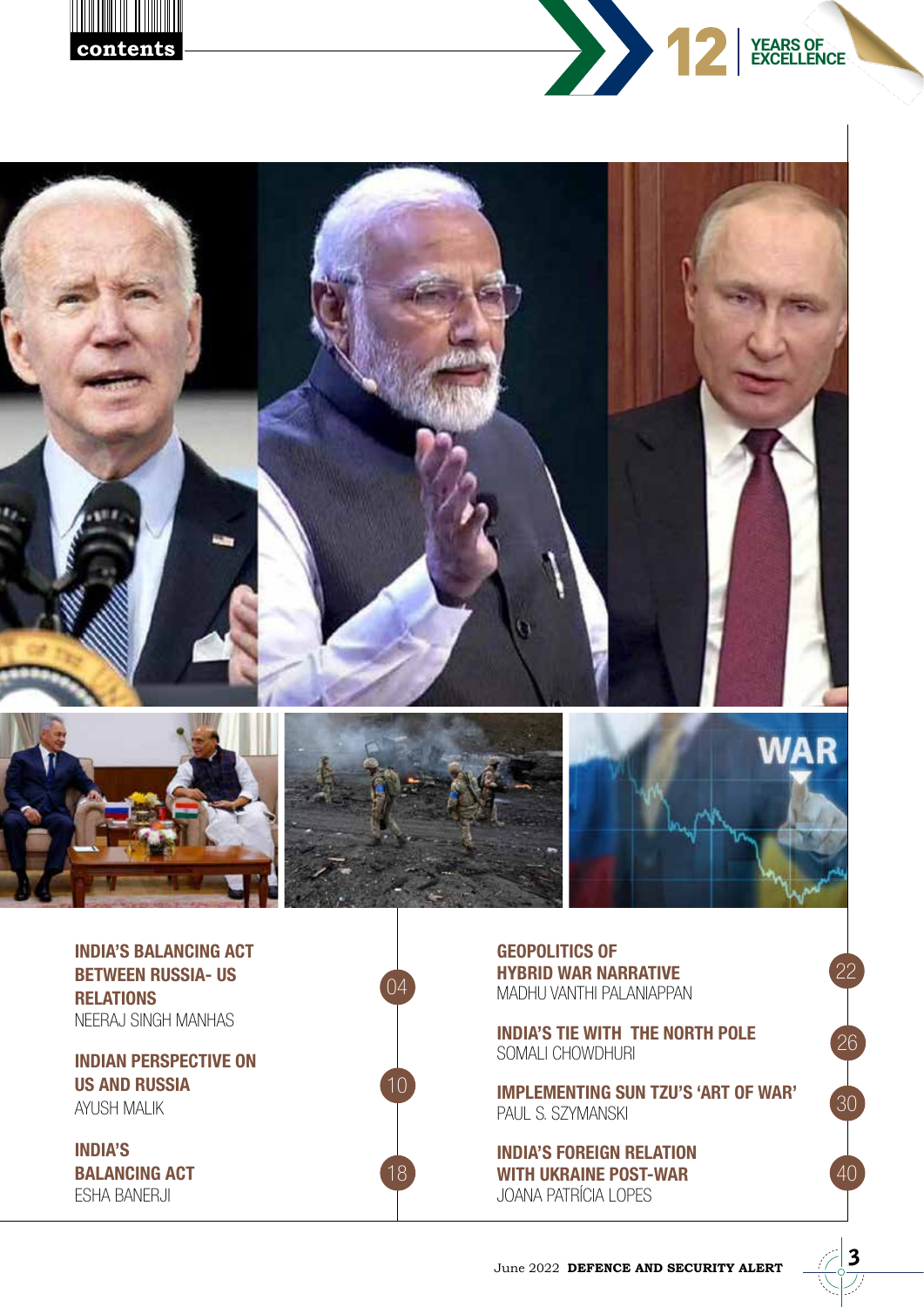# contents

12 YEARS OF EXCELLENCE

**INDIA'S BALANCING ACT BETWEEN RUSSIA- US RELATIONS**
NEERAJ SINGH MANHAS — 04

**INDIAN PERSPECTIVE ON US AND RUSSIA**
AYUSH MALIK — 10

**INDIA'S BALANCING ACT**
ESHA BANERJI — 18

**GEOPOLITICS OF HYBRID WAR NARRATIVE**
MADHU VANTHI PALANIAPPAN — 22

**INDIA'S TIE WITH THE NORTH POLE**
SOMALI CHOWDHURI — 26

**IMPLEMENTING SUN TZU'S 'ART OF WAR'**
PAUL S. SZYMANSKI — 30

**INDIA'S FOREIGN RELATION WITH UKRAINE POST-WAR**
JOANA PATRÍCIA LOPES — 40